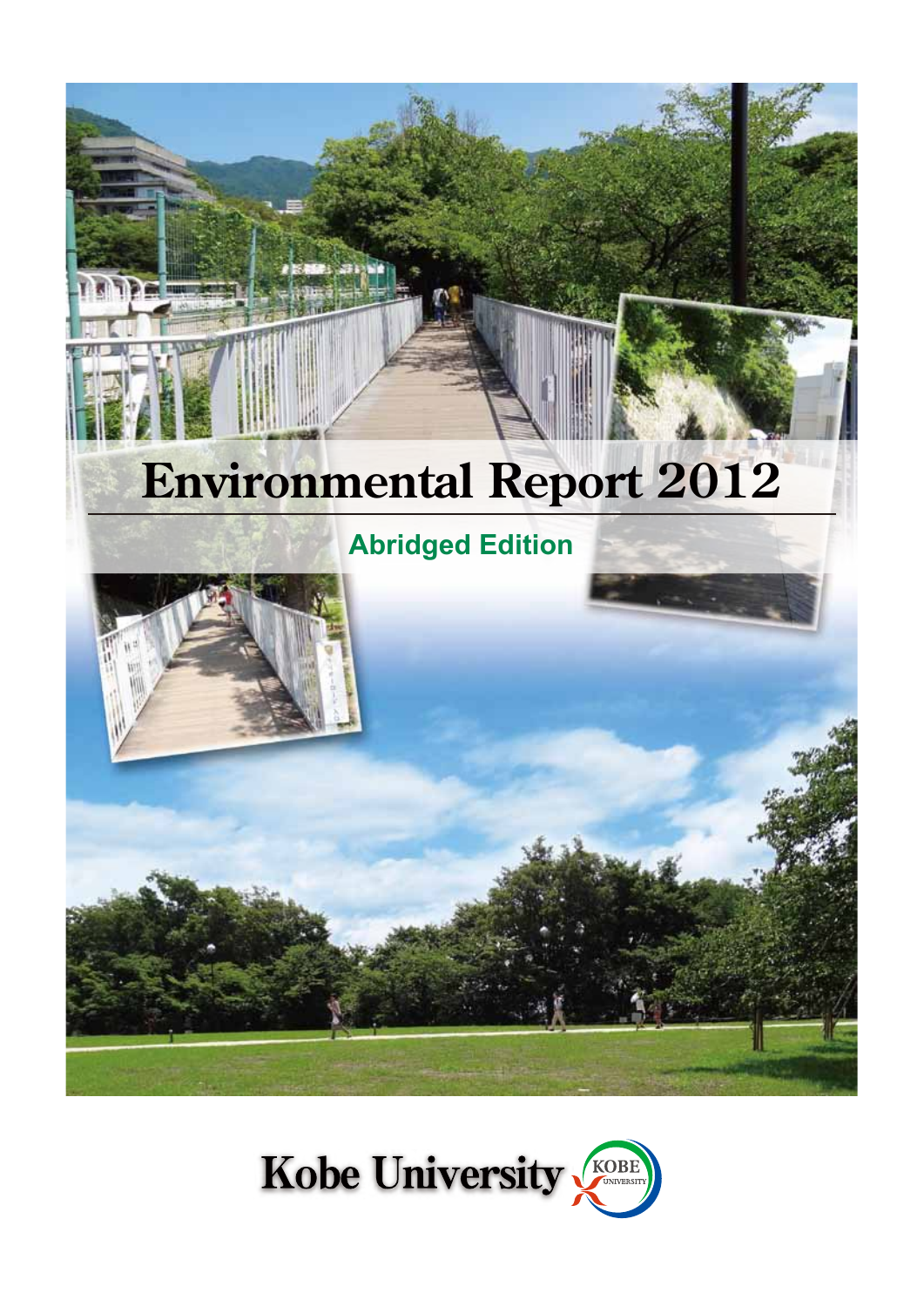# Environmental Report 2012

## Abridged Edition

Kobe University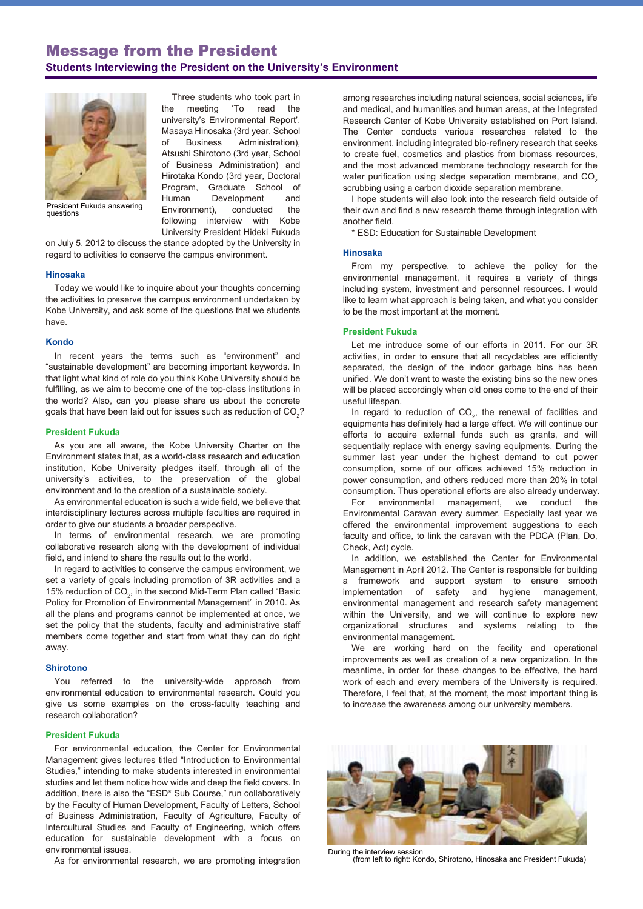# Message from the President

## Students Interviewing the President on the University's Environment

President Fukuda answering questions

Three students who took part in the meeting 'To read the university's Environmental Report', Masaya Hinosaka (3rd year, School of Business Administration), Atsushi Shirotono (3rd year, School of Business Administration) and Hirotaka Kondo (3rd year, Doctoral Program, Graduate School of Human Development and Environment), conducted the following interview with Kobe University President Hideki Fukuda on July 5, 2012 to discuss the stance adopted by the University in regard to activities to conserve the campus environment.

### Hinosaka

Today we would like to inquire about your thoughts concerning the activities to preserve the campus environment undertaken by Kobe University, and ask some of the questions that we students have.

### Kondo

In recent years the terms such as "environment" and "sustainable development" are becoming important keywords. In that light what kind of role do you think Kobe University should be fulfilling, as we aim to become one of the top-class institutions in the world? Also, can you please share us about the concrete goals that have been laid out for issues such as reduction of $CO_2$?

### President Fukuda

As you are all aware, the Kobe University Charter on the Environment states that, as a world-class research and education institution, Kobe University pledges itself, through all of the university's activities, to the preservation of the global environment and to the creation of a sustainable society.

As environmental education is such a wide field, we believe that interdisciplinary lectures across multiple faculties are required in order to give our students a broader perspective.

In terms of environmental research, we are promoting collaborative research along with the development of individual field, and intend to share the results out to the world.

In regard to activities to conserve the campus environment, we set a variety of goals including promotion of 3R activities and a 15% reduction of $CO_2$, in the second Mid-Term Plan called "Basic Policy for Promotion of Environmental Management" in 2010. As all the plans and programs cannot be implemented at once, we set the policy that the students, faculty and administrative staff members come together and start from what they can do right away.

### Shirotono

You referred to the university-wide approach from environmental education to environmental research. Could you give us some examples on the cross-faculty teaching and research collaboration?

### President Fukuda

For environmental education, the Center for Environmental Management gives lectures titled "Introduction to Environmental Studies," intending to make students interested in environmental studies and let them notice how wide and deep the field covers. In addition, there is also the "ESD* Sub Course," run collaboratively by the Faculty of Human Development, Faculty of Letters, School of Business Administration, Faculty of Agriculture, Faculty of Intercultural Studies and Faculty of Engineering, which offers education for sustainable development with a focus on environmental issues.

As for environmental research, we are promoting integration among researches including natural sciences, social sciences, life and medical, and humanities and human areas, at the Integrated Research Center of Kobe University established on Port Island. The Center conducts various researches related to the environment, including integrated bio-refinery research that seeks to create fuel, cosmetics and plastics from biomass resources, and the most advanced membrane technology research for the water purification using sledge separation membrane, and $CO_2$ scrubbing using a carbon dioxide separation membrane.

I hope students will also look into the research field outside of their own and find a new research theme through integration with another field.

\* ESD: Education for Sustainable Development

### Hinosaka

From my perspective, to achieve the policy for the environmental management, it requires a variety of things including system, investment and personnel resources. I would like to learn what approach is being taken, and what you consider to be the most important at the moment.

### President Fukuda

Let me introduce some of our efforts in 2011. For our 3R activities, in order to ensure that all recyclables are efficiently separated, the design of the indoor garbage bins has been unified. We don't want to waste the existing bins so the new ones will be placed accordingly when old ones come to the end of their useful lifespan.

In regard to reduction of $CO_2$, the renewal of facilities and equipments has definitely had a large effect. We will continue our efforts to acquire external funds such as grants, and will sequentially replace with energy saving equipments. During the summer last year under the highest demand to cut power consumption, some of our offices achieved 15% reduction in power consumption, and others reduced more than 20% in total consumption. Thus operational efforts are also already underway.

For environmental management, we conduct the Environmental Caravan every summer. Especially last year we offered the environmental improvement suggestions to each faculty and office, to link the caravan with the PDCA (Plan, Do, Check, Act) cycle.

In addition, we established the Center for Environmental Management in April 2012. The Center is responsible for building a framework and support system to ensure smooth implementation of safety and hygiene management, environmental management and research safety management within the University, and we will continue to explore new organizational structures and systems relating to the environmental management.

We are working hard on the facility and operational improvements as well as creation of a new organization. In the meantime, in order for these changes to be effective, the hard work of each and every members of the University is required. Therefore, I feel that, at the moment, the most important thing is to increase the awareness among our university members.

During the interview session (from left to right: Kondo, Shirotono, Hinosaka and President Fukuda)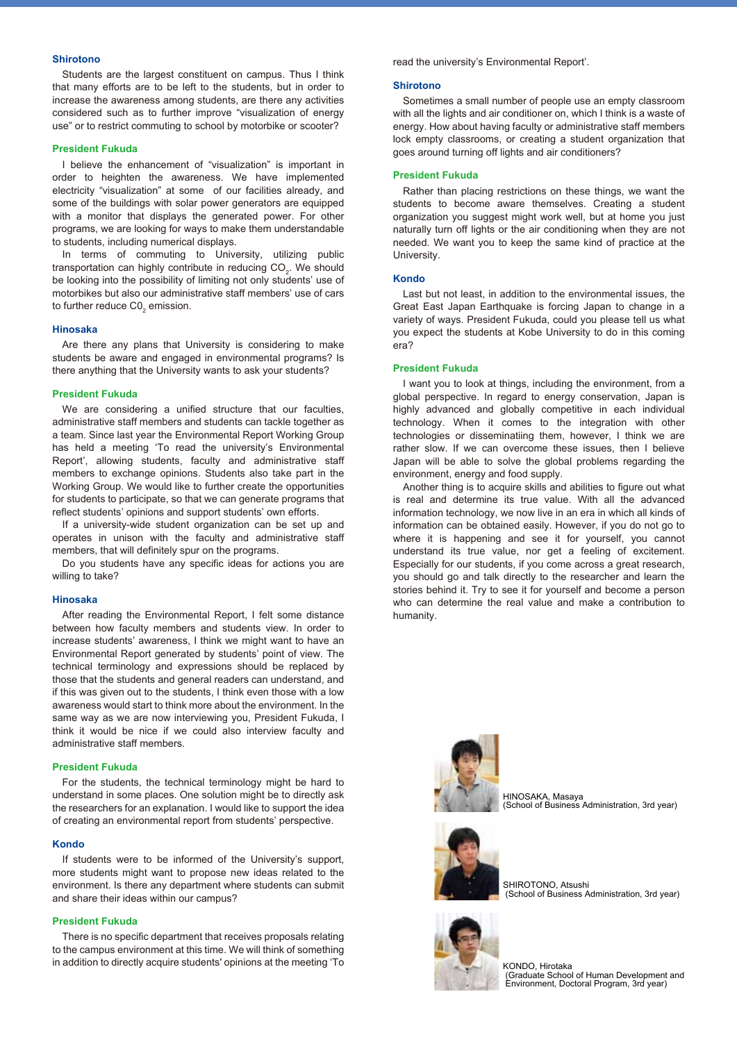**Shirotono**

Students are the largest constituent on campus. Thus I think that many efforts are to be left to the students, but in order to increase the awareness among students, are there any activities considered such as to further improve “visualization of energy use” or to restrict commuting to school by motorbike or scooter?

**President Fukuda**

I believe the enhancement of “visualization” is important in order to heighten the awareness. We have implemented electricity “visualization” at some of our facilities already, and some of the buildings with solar power generators are equipped with a monitor that displays the generated power. For other programs, we are looking for ways to make them understandable to students, including numerical displays.

In terms of commuting to University, utilizing public transportation can highly contribute in reducing $CO_2$. We should be looking into the possibility of limiting not only students' use of motorbikes but also our administrative staff members' use of cars to further reduce $C0_2$ emission.

**Hinosaka**

Are there any plans that University is considering to make students be aware and engaged in environmental programs? Is there anything that the University wants to ask your students?

**President Fukuda**

We are considering a unified structure that our faculties, administrative staff members and students can tackle together as a team. Since last year the Environmental Report Working Group has held a meeting ‘To read the university's Environmental Report’, allowing students, faculty and administrative staff members to exchange opinions. Students also take part in the Working Group. We would like to further create the opportunities for students to participate, so that we can generate programs that reflect students' opinions and support students' own efforts.

If a university-wide student organization can be set up and operates in unison with the faculty and administrative staff members, that will definitely spur on the programs.

Do you students have any specific ideas for actions you are willing to take?

**Hinosaka**

After reading the Environmental Report, I felt some distance between how faculty members and students view. In order to increase students' awareness, I think we might want to have an Environmental Report generated by students' point of view. The technical terminology and expressions should be replaced by those that the students and general readers can understand, and if this was given out to the students, I think even those with a low awareness would start to think more about the environment. In the same way as we are now interviewing you, President Fukuda, I think it would be nice if we could also interview faculty and administrative staff members.

**President Fukuda**

For the students, the technical terminology might be hard to understand in some places. One solution might be to directly ask the researchers for an explanation. I would like to support the idea of creating an environmental report from students' perspective.

**Kondo**

If students were to be informed of the University's support, more students might want to propose new ideas related to the environment. Is there any department where students can submit and share their ideas within our campus?

**President Fukuda**

There is no specific department that receives proposals relating to the campus environment at this time. We will think of something in addition to directly acquire students' opinions at the meeting ‘To read the university's Environmental Report’.

**Shirotono**

Sometimes a small number of people use an empty classroom with all the lights and air conditioner on, which I think is a waste of energy. How about having faculty or administrative staff members lock empty classrooms, or creating a student organization that goes around turning off lights and air conditioners?

**President Fukuda**

Rather than placing restrictions on these things, we want the students to become aware themselves. Creating a student organization you suggest might work well, but at home you just naturally turn off lights or the air conditioning when they are not needed. We want you to keep the same kind of practice at the University.

**Kondo**

Last but not least, in addition to the environmental issues, the Great East Japan Earthquake is forcing Japan to change in a variety of ways. President Fukuda, could you please tell us what you expect the students at Kobe University to do in this coming era?

**President Fukuda**

I want you to look at things, including the environment, from a global perspective. In regard to energy conservation, Japan is highly advanced and globally competitive in each individual technology. When it comes to the integration with other technologies or disseminatiing them, however, I think we are rather slow. If we can overcome these issues, then I believe Japan will be able to solve the global problems regarding the environment, energy and food supply.

Another thing is to acquire skills and abilities to figure out what is real and determine its true value. With all the advanced information technology, we now live in an era in which all kinds of information can be obtained easily. However, if you do not go to where it is happening and see it for yourself, you cannot understand its true value, nor get a feeling of excitement. Especially for our students, if you come across a great research, you should go and talk directly to the researcher and learn the stories behind it. Try to see it for yourself and become a person who can determine the real value and make a contribution to humanity.

HINOSAKA, Masaya
(School of Business Administration, 3rd year)

SHIROTONO, Atsushi
(School of Business Administration, 3rd year)

KONDO, Hirotaka
(Graduate School of Human Development and Environment, Doctoral Program, 3rd year)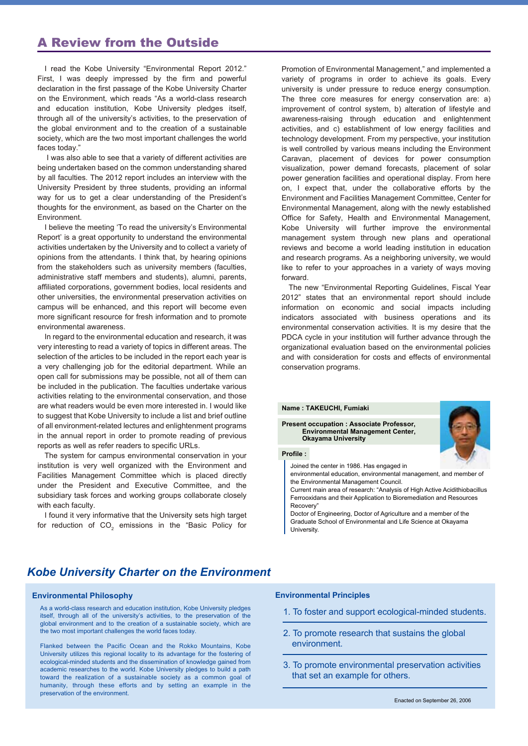# A Review from the Outside

I read the Kobe University "Environmental Report 2012." First, I was deeply impressed by the firm and powerful declaration in the first passage of the Kobe University Charter on the Environment, which reads "As a world-class research and education institution, Kobe University pledges itself, through all of the university's activities, to the preservation of the global environment and to the creation of a sustainable society, which are the two most important challenges the world faces today."

I was also able to see that a variety of different activities are being undertaken based on the common understanding shared by all faculties. The 2012 report includes an interview with the University President by three students, providing an informal way for us to get a clear understanding of the President's thoughts for the environment, as based on the Charter on the Environment.

I believe the meeting 'To read the university's Environmental Report' is a great opportunity to understand the environmental activities undertaken by the University and to collect a variety of opinions from the attendants. I think that, by hearing opinions from the stakeholders such as university members (faculties, administrative staff members and students), alumni, parents, affiliated corporations, government bodies, local residents and other universities, the environmental preservation activities on campus will be enhanced, and this report will become even more significant resource for fresh information and to promote environmental awareness.

In regard to the environmental education and research, it was very interesting to read a variety of topics in different areas. The selection of the articles to be included in the report each year is a very challenging job for the editorial department. While an open call for submissions may be possible, not all of them can be included in the publication. The faculties undertake various activities relating to the environmental conservation, and those are what readers would be even more interested in. I would like to suggest that Kobe University to include a list and brief outline of all environment-related lectures and enlightenment programs in the annual report in order to promote reading of previous reports as well as refer readers to specific URLs.

The system for campus environmental conservation in your institution is very well organized with the Environment and Facilities Management Committee which is placed directly under the President and Executive Committee, and the subsidiary task forces and working groups collaborate closely with each faculty.

I found it very informative that the University sets high target for reduction of $CO_2$ emissions in the "Basic Policy for Promotion of Environmental Management," and implemented a variety of programs in order to achieve its goals. Every university is under pressure to reduce energy consumption. The three core measures for energy conservation are: a) improvement of control system, b) alteration of lifestyle and awareness-raising through education and enlightenment activities, and c) establishment of low energy facilities and technology development. From my perspective, your institution is well controlled by various means including the Environment Caravan, placement of devices for power consumption visualization, power demand forecasts, placement of solar power generation facilities and operational display. From here on, I expect that, under the collaborative efforts by the Environment and Facilities Management Committee, Center for Environmental Management, along with the newly established Office for Safety, Health and Environmental Management, Kobe University will further improve the environmental management system through new plans and operational reviews and become a world leading institution in education and research programs. As a neighboring university, we would like to refer to your approaches in a variety of ways moving forward.

The new "Environmental Reporting Guidelines, Fiscal Year 2012" states that an environmental report should include information on economic and social impacts including indicators associated with business operations and its environmental conservation activities. It is my desire that the PDCA cycle in your institution will further advance through the organizational evaluation based on the environmental policies and with consideration for costs and effects of environmental conservation programs.

**Name : TAKEUCHI, Fumiaki**

**Present occupation : Associate Professor, Environmental Management Center, Okayama University**

**Profile :**

Joined the center in 1986. Has engaged in environmental education, environmental management, and member of the Environmental Management Council.
Current main area of research: "Analysis of High Active Acidithiobacillus Ferrooxidans and their Application to Bioremediation and Resources Recovery"
Doctor of Engineering, Doctor of Agriculture and a member of the Graduate School of Environmental and Life Science at Okayama University.

## *Kobe University Charter on the Environment*

### Environmental Philosophy

As a world-class research and education institution, Kobe University pledges itself, through all of the university's activities, to the preservation of the global environment and to the creation of a sustainable society, which are the two most important challenges the world faces today.

Flanked between the Pacific Ocean and the Rokko Mountains, Kobe University utilizes this regional locality to its advantage for the fostering of ecological-minded students and the dissemination of knowledge gained from academic researches to the world. Kobe University pledges to build a path toward the realization of a sustainable society as a common goal of humanity, through these efforts and by setting an example in the preservation of the environment.

### Environmental Principles

1. To foster and support ecological-minded students.
2. To promote research that sustains the global environment.
3. To promote environmental preservation activities that set an example for others.

Enacted on September 26, 2006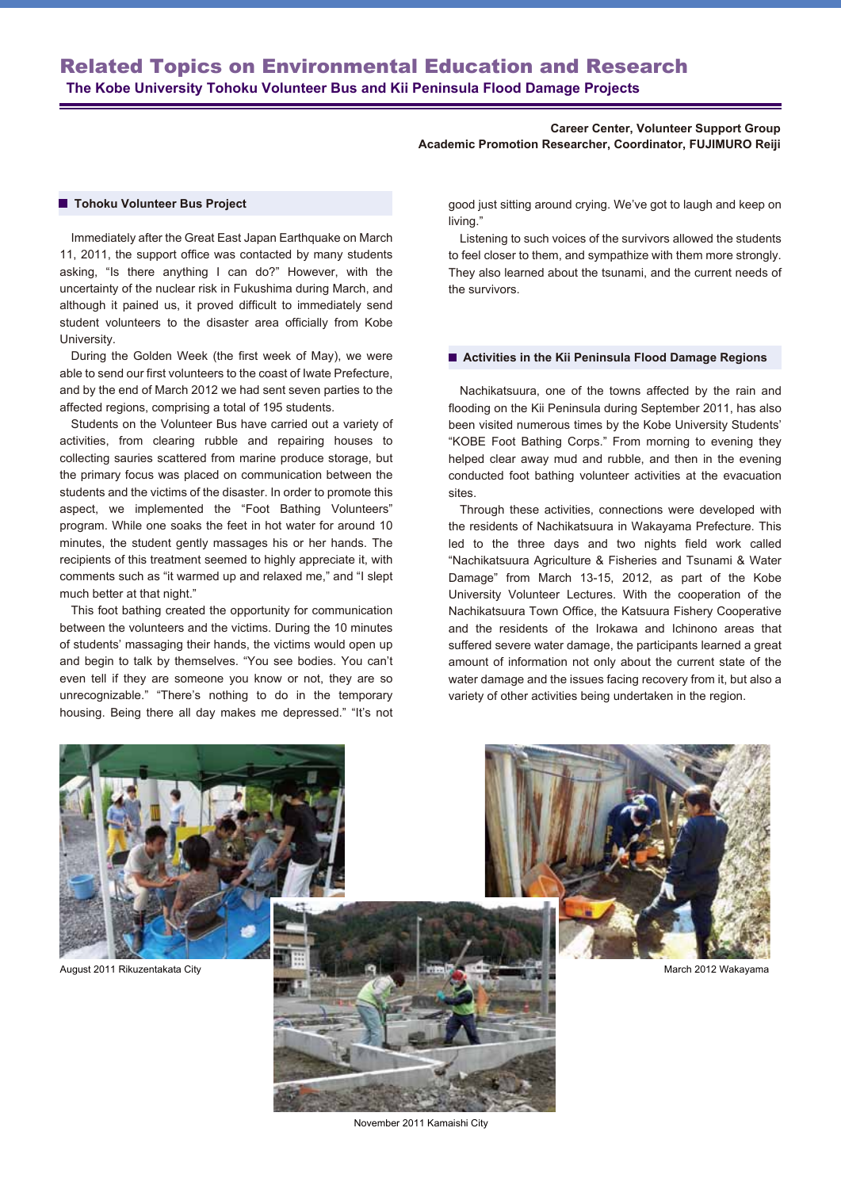# Related Topics on Environmental Education and Research

**The Kobe University Tohoku Volunteer Bus and Kii Peninsula Flood Damage Projects**

**Career Center, Volunteer Support Group**
**Academic Promotion Researcher, Coordinator, FUJIMURO Reiji**

## Tohoku Volunteer Bus Project

Immediately after the Great East Japan Earthquake on March 11, 2011, the support office was contacted by many students asking, “Is there anything I can do?” However, with the uncertainty of the nuclear risk in Fukushima during March, and although it pained us, it proved difficult to immediately send student volunteers to the disaster area officially from Kobe University.

During the Golden Week (the first week of May), we were able to send our first volunteers to the coast of Iwate Prefecture, and by the end of March 2012 we had sent seven parties to the affected regions, comprising a total of 195 students.

Students on the Volunteer Bus have carried out a variety of activities, from clearing rubble and repairing houses to collecting sauries scattered from marine produce storage, but the primary focus was placed on communication between the students and the victims of the disaster. In order to promote this aspect, we implemented the “Foot Bathing Volunteers” program. While one soaks the feet in hot water for around 10 minutes, the student gently massages his or her hands. The recipients of this treatment seemed to highly appreciate it, with comments such as “it warmed up and relaxed me,” and “I slept much better at that night.”

This foot bathing created the opportunity for communication between the volunteers and the victims. During the 10 minutes of students’ massaging their hands, the victims would open up and begin to talk by themselves. “You see bodies. You can’t even tell if they are someone you know or not, they are so unrecognizable.” “There’s nothing to do in the temporary housing. Being there all day makes me depressed.” “It’s not good just sitting around crying. We’ve got to laugh and keep on living.”

Listening to such voices of the survivors allowed the students to feel closer to them, and sympathize with them more strongly. They also learned about the tsunami, and the current needs of the survivors.

## Activities in the Kii Peninsula Flood Damage Regions

Nachikatsuura, one of the towns affected by the rain and flooding on the Kii Peninsula during September 2011, has also been visited numerous times by the Kobe University Students’ “KOBE Foot Bathing Corps.” From morning to evening they helped clear away mud and rubble, and then in the evening conducted foot bathing volunteer activities at the evacuation sites.

Through these activities, connections were developed with the residents of Nachikatsuura in Wakayama Prefecture. This led to the three days and two nights field work called “Nachikatsuura Agriculture & Fisheries and Tsunami & Water Damage” from March 13-15, 2012, as part of the Kobe University Volunteer Lectures. With the cooperation of the Nachikatsuura Town Office, the Katsuura Fishery Cooperative and the residents of the Irokawa and Ichinono areas that suffered severe water damage, the participants learned a great amount of information not only about the current state of the water damage and the issues facing recovery from it, but also a variety of other activities being undertaken in the region.

August 2011 Rikuzentakata City

March 2012 Wakayama

November 2011 Kamaishi City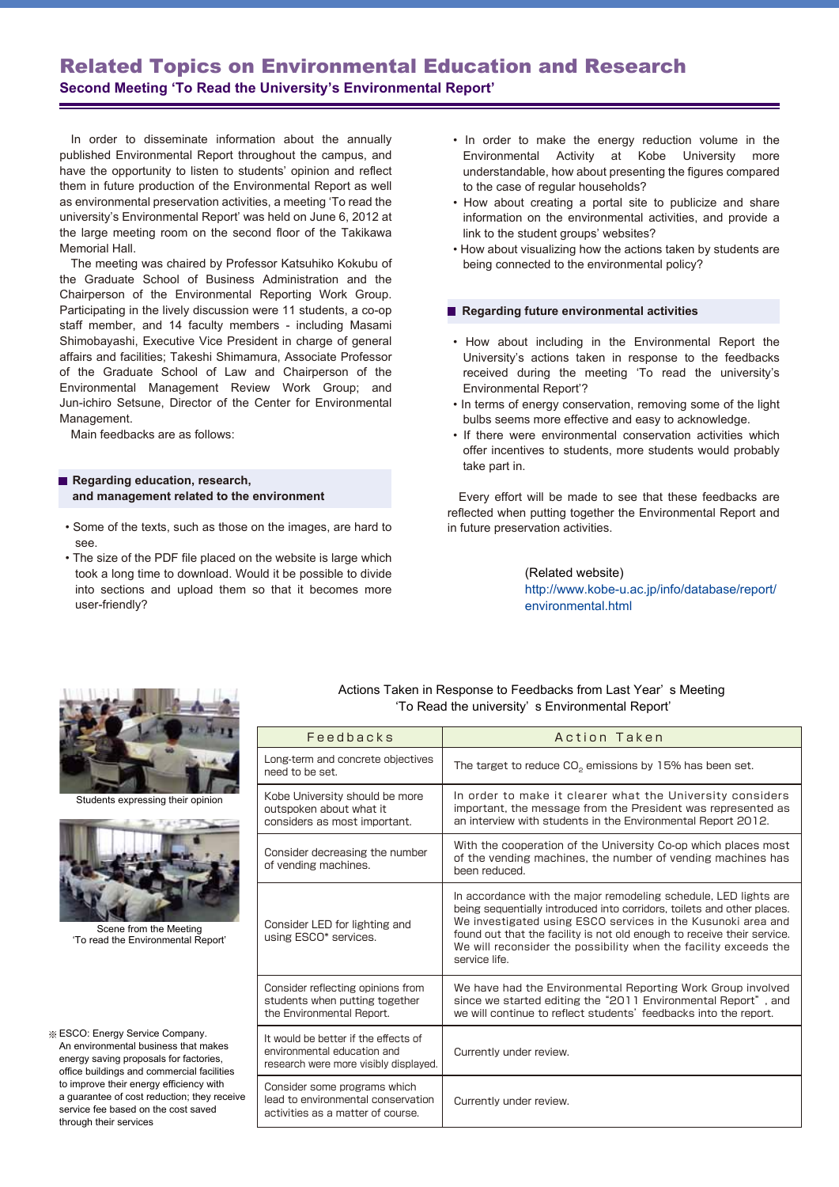# Related Topics on Environmental Education and Research

## Second Meeting 'To Read the University's Environmental Report'

In order to disseminate information about the annually published Environmental Report throughout the campus, and have the opportunity to listen to students' opinion and reflect them in future production of the Environmental Report as well as environmental preservation activities, a meeting 'To read the university's Environmental Report' was held on June 6, 2012 at the large meeting room on the second floor of the Takikawa Memorial Hall.

The meeting was chaired by Professor Katsuhiko Kokubu of the Graduate School of Business Administration and the Chairperson of the Environmental Reporting Work Group. Participating in the lively discussion were 11 students, a co-op staff member, and 14 faculty members - including Masami Shimobayashi, Executive Vice President in charge of general affairs and facilities; Takeshi Shimamura, Associate Professor of the Graduate School of Law and Chairperson of the Environmental Management Review Work Group; and Jun-ichiro Setsune, Director of the Center for Environmental Management.

Main feedbacks are as follows:

### Regarding education, research, and management related to the environment

- Some of the texts, such as those on the images, are hard to see.
- The size of the PDF file placed on the website is large which took a long time to download. Would it be possible to divide into sections and upload them so that it becomes more user-friendly?
- In order to make the energy reduction volume in the Environmental Activity at Kobe University more understandable, how about presenting the figures compared to the case of regular households?
- How about creating a portal site to publicize and share information on the environmental activities, and provide a link to the student groups' websites?
- How about visualizing how the actions taken by students are being connected to the environmental policy?

### Regarding future environmental activities

- How about including in the Environmental Report the University's actions taken in response to the feedbacks received during the meeting 'To read the university's Environmental Report'?
- In terms of energy conservation, removing some of the light bulbs seems more effective and easy to acknowledge.
- If there were environmental conservation activities which offer incentives to students, more students would probably take part in.

Every effort will be made to see that these feedbacks are reflected when putting together the Environmental Report and in future preservation activities.

(Related website)
http://www.kobe-u.ac.jp/info/database/report/environmental.html

Students expressing their opinion

Scene from the Meeting
'To read the Environmental Report'

※ESCO: Energy Service Company.
An environmental business that makes energy saving proposals for factories, office buildings and commercial facilities to improve their energy efficiency with a guarantee of cost reduction; they receive service fee based on the cost saved through their services

Actions Taken in Response to Feedbacks from Last Year's Meeting
'To Read the university's Environmental Report'

| Feedbacks | Action Taken |
|---|---|
| Long-term and concrete objectives need to be set. | The target to reduce $CO_2$ emissions by 15% has been set. |
| Kobe University should be more outspoken about what it considers as most important. | In order to make it clearer what the University considers important, the message from the President was represented as an interview with students in the Environmental Report 2012. |
| Consider decreasing the number of vending machines. | With the cooperation of the University Co-op which places most of the vending machines, the number of vending machines has been reduced. |
| Consider LED for lighting and using ESCO* services. | In accordance with the major remodeling schedule, LED lights are being sequentially introduced into corridors, toilets and other places. We investigated using ESCO services in the Kusunoki area and found out that the facility is not old enough to receive their service. We will reconsider the possibility when the facility exceeds the service life. |
| Consider reflecting opinions from students when putting together the Environmental Report. | We have had the Environmental Reporting Work Group involved since we started editing the "2011 Environmental Report", and we will continue to reflect students' feedbacks into the report. |
| It would be better if the effects of environmental education and research were more visibly displayed. | Currently under review. |
| Consider some programs which lead to environmental conservation activities as a matter of course. | Currently under review. |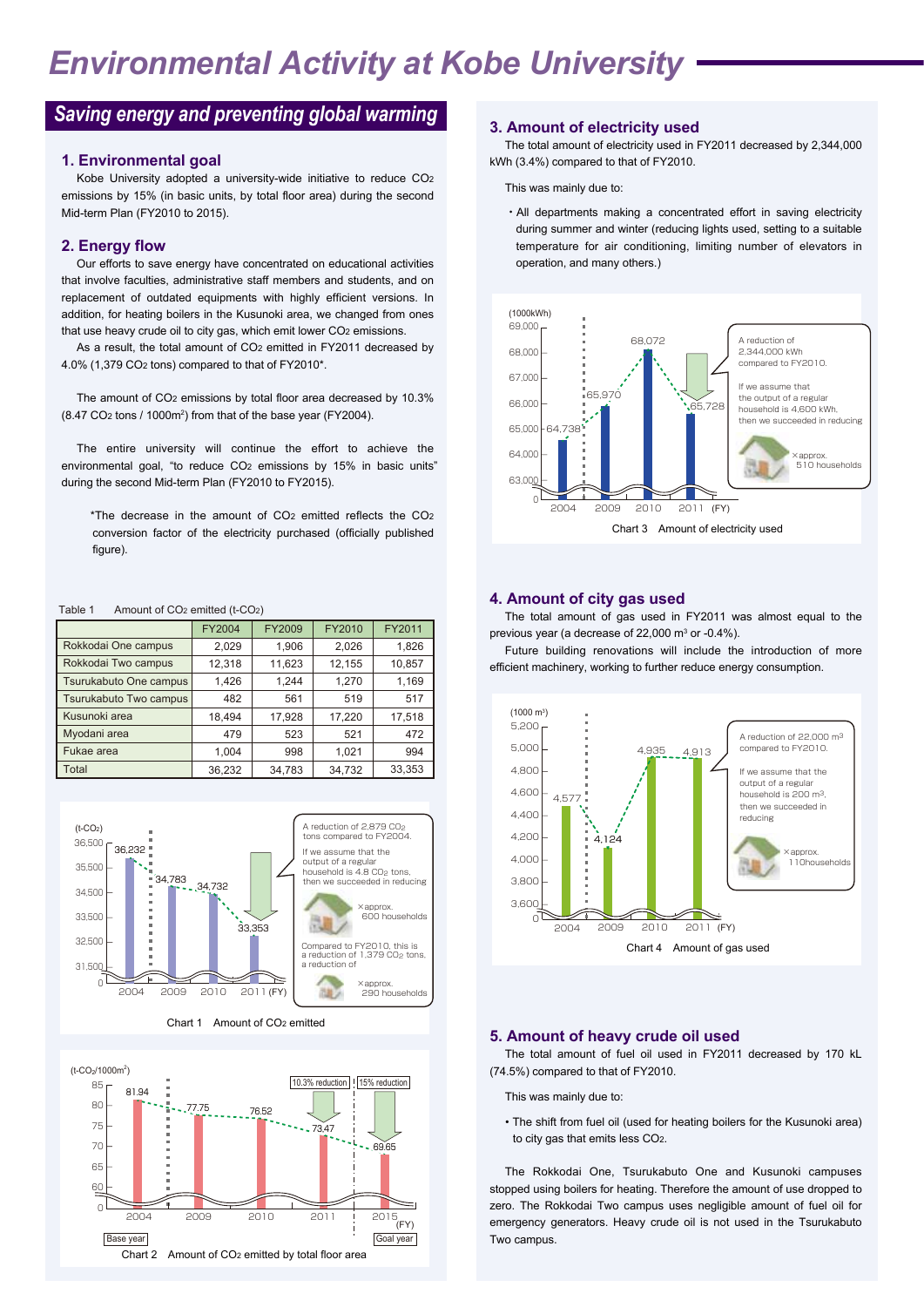# Environmental Activity at Kobe University

## Saving energy and preventing global warming

### 1. Environmental goal

Kobe University adopted a university-wide initiative to reduce $CO_2$ emissions by 15% (in basic units, by total floor area) during the second Mid-term Plan (FY2010 to 2015).

### 2. Energy flow

Our efforts to save energy have concentrated on educational activities that involve faculties, administrative staff members and students, and on replacement of outdated equipments with highly efficient versions. In addition, for heating boilers in the Kusunoki area, we changed from ones that use heavy crude oil to city gas, which emit lower $CO_2$ emissions.

As a result, the total amount of $CO_2$ emitted in FY2011 decreased by 4.0% (1,379 $CO_2$ tons) compared to that of FY2010*.

The amount of $CO_2$ emissions by total floor area decreased by 10.3% (8.47 $CO_2$ tons / 1000m$^2$) from that of the base year (FY2004).

The entire university will continue the effort to achieve the environmental goal, "to reduce $CO_2$ emissions by 15% in basic units" during the second Mid-term Plan (FY2010 to FY2015).

*The decrease in the amount of $CO_2$ emitted reflects the $CO_2$ conversion factor of the electricity purchased (officially published figure).

Table 1　Amount of $CO_2$ emitted (t-$CO_2$)

| | FY2004 | FY2009 | FY2010 | FY2011 |
|---|---|---|---|---|
| Rokkodai One campus | 2,029 | 1,906 | 2,026 | 1,826 |
| Rokkodai Two campus | 12,318 | 11,623 | 12,155 | 10,857 |
| Tsurukabuto One campus | 1,426 | 1,244 | 1,270 | 1,169 |
| Tsurukabuto Two campus | 482 | 561 | 519 | 517 |
| Kusunoki area | 18,494 | 17,928 | 17,220 | 17,518 |
| Myodani area | 479 | 523 | 521 | 472 |
| Fukae area | 1,004 | 998 | 1,021 | 994 |
| Total | 36,232 | 34,783 | 34,732 | 33,353 |

(t-$CO_2$) 2004: 36,232; 2009: 34,783; 2010: 34,732; 2011: 33,353 (FY)

A reduction of 2,879 $CO_2$ tons compared to FY2004. If we assume that the output of a regular household is 4.8 $CO_2$ tons, then we succeeded in reducing ×approx. 600 households

Compared to FY2010, this is a reduction of 1,379 $CO_2$ tons, a reduction of ×approx. 290 households

Chart 1　Amount of $CO_2$ emitted

(t-$CO_2$/1000m$^2$) 2004: 81.94 (Base year); 2009: 77.75; 2010: 76.52; 2011: 73.47 (10.3% reduction); 2015: 69.65 (15% reduction, Goal year) (FY)

Chart 2　Amount of $CO_2$ emitted by total floor area

### 3. Amount of electricity used

The total amount of electricity used in FY2011 decreased by 2,344,000 kWh (3.4%) compared to that of FY2010.

This was mainly due to:

- All departments making a concentrated effort in saving electricity during summer and winter (reducing lights used, setting to a suitable temperature for air conditioning, limiting number of elevators in operation, and many others.)

(1000kWh) 2004: 64,738; 2009: 65,970; 2010: 68,072; 2011: 65,728 (FY)

A reduction of 2,344,000 kWh compared to FY2010. If we assume that the output of a regular household is 4,600 kWh, then we succeed in reducing ×approx. 510 households

Chart 3　Amount of electricity used

### 4. Amount of city gas used

The total amount of gas used in FY2011 was almost equal to the previous year (a decrease of 22,000 m$^3$ or -0.4%).

Future building renovations will include the introduction of more efficient machinery, working to further reduce energy consumption.

(1000 m$^3$) 2004: 4,577; 2009: 4,124; 2010: 4,935; 2011: 4,913 (FY)

A reduction of 22,000 m$^3$ compared to FY2010. If we assume that the output of a regular household is 200 m$^3$, then we succeeded in reducing ×approx. 110households

Chart 4　Amount of gas used

### 5. Amount of heavy crude oil used

The total amount of fuel oil used in FY2011 decreased by 170 kL (74.5%) compared to that of FY2010.

This was mainly due to:

- The shift from fuel oil (used for heating boilers for the Kusunoki area) to city gas that emits less $CO_2$.

The Rokkodai One, Tsurukabuto One and Kusunoki campuses stopped using boilers for heating. Therefore the amount of use dropped to zero. The Rokkodai Two campus uses negligible amount of fuel oil for emergency generators. Heavy crude oil is not used in the Tsurukabuto Two campus.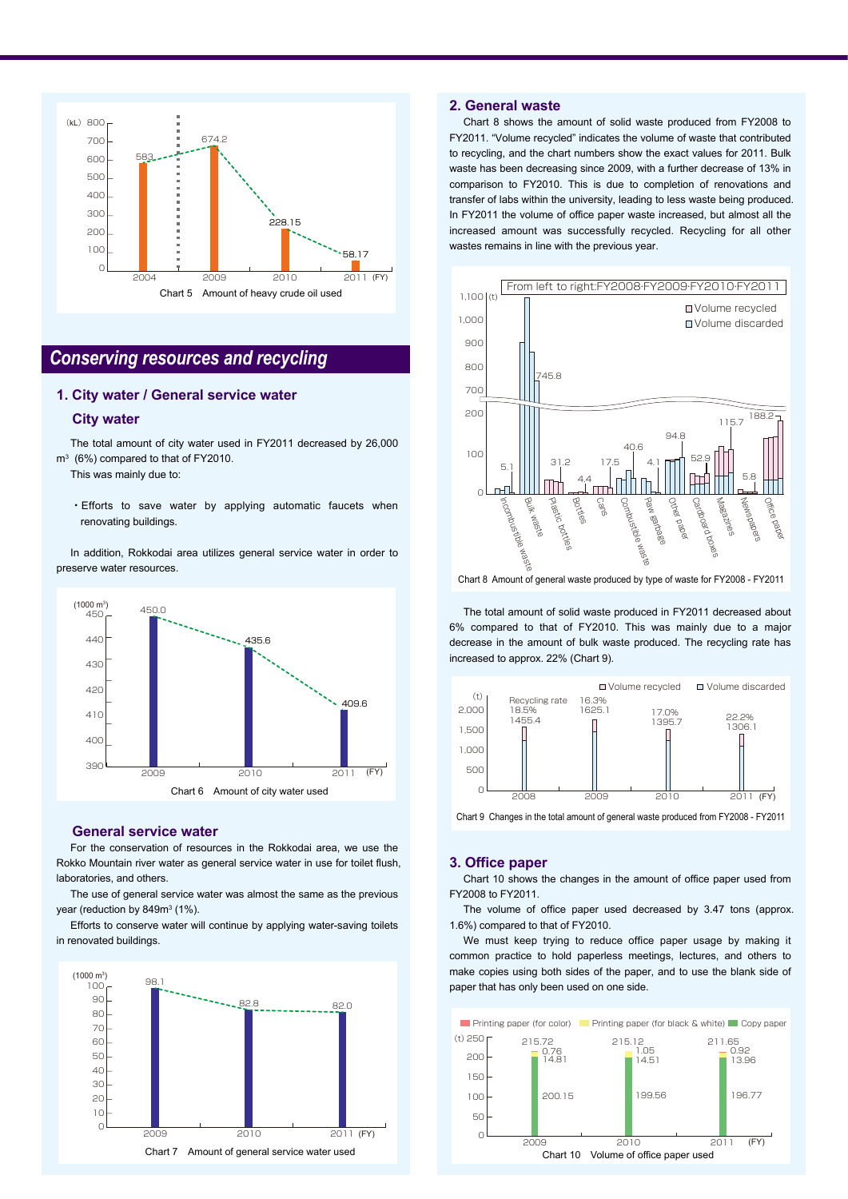Chart 5 Amount of heavy crude oil used

| FY | 2004 | 2009 | 2010 | 2011 |
|---|---|---|---|---|
| Heavy crude oil (kL) | 583 | 674.2 | 228.15 | 58.17 |

## Conserving resources and recycling

### 1. City water / General service water

#### City water

The total amount of city water used in FY2011 decreased by 26,000 m³ (6%) compared to that of FY2010.

This was mainly due to:

- Efforts to save water by applying automatic faucets when renovating buildings.

In addition, Rokkodai area utilizes general service water in order to preserve water resources.

Chart 6 Amount of city water used

| FY | 2009 | 2010 | 2011 |
|---|---|---|---|
| City water (1000 m³) | 450.0 | 435.6 | 409.6 |

#### General service water

For the conservation of resources in the Rokkodai area, we use the Rokko Mountain river water as general service water in use for toilet flush, laboratories, and others.

The use of general service water was almost the same as the previous year (reduction by 849m³ (1%).

Efforts to conserve water will continue by applying water-saving toilets in renovated buildings.

Chart 7 Amount of general service water used

| FY | 2009 | 2010 | 2011 |
|---|---|---|---|
| General service water (1000 m³) | 98.1 | 82.8 | 82.0 |

### 2. General waste

Chart 8 shows the amount of solid waste produced from FY2008 to FY2011. "Volume recycled" indicates the volume of waste that contributed to recycling, and the chart numbers show the exact values for 2011. Bulk waste has been decreasing since 2009, with a further decrease of 13% in comparison to FY2010. This is due to completion of renovations and transfer of labs within the university, leading to less waste being produced. In FY2011 the volume of office paper waste increased, but almost all the increased amount was successfully recycled. Recycling for all other wastes remains in line with the previous year.

Chart 8 Amount of general waste produced by type of waste for FY2008 - FY2011

From left to right: FY2008·FY2009·FY2010·FY2011 (Volume recycled / Volume discarded)

| Type of waste | FY2011 (t) |
|---|---|
| Incombustible waste | 5.1 |
| Bulk waste | 745.8 |
| Plastic bottles | 31.2 |
| Bottles | 4.4 |
| Cans | 17.5 |
| Combustible waste | 40.6 |
| Raw garbage | 4.1 |
| Other paper | 94.8 |
| Cardboard boxes | 52.9 |
| Magazines | 115.7 |
| Newspapers | 5.8 |
| Office paper | 188.2 |

The total amount of solid waste produced in FY2011 decreased about 6% compared to that of FY2010. This was mainly due to a major decrease in the amount of bulk waste produced. The recycling rate has increased to approx. 22% (Chart 9).

Chart 9 Changes in the total amount of general waste produced from FY2008 - FY2011

| FY | 2008 | 2009 | 2010 | 2011 |
|---|---|---|---|---|
| Total (t) | 1455.4 | 1625.1 | 1395.7 | 1306.1 |
| Recycling rate | 18.5% | 16.3% | 17.0% | 22.2% |

### 3. Office paper

Chart 10 shows the changes in the amount of office paper used from FY2008 to FY2011.

The volume of office paper used decreased by 3.47 tons (approx. 1.6%) compared to that of FY2010.

We must keep trying to reduce office paper usage by making it common practice to hold paperless meetings, lectures, and others to make copies using both sides of the paper, and to use the blank side of paper that has only been used on one side.

Chart 10 Volume of office paper used

| FY | 2009 | 2010 | 2011 |
|---|---|---|---|
| Printing paper (for color) (t) | 0.76 | 1.05 | 0.92 |
| Printing paper (for black & white) (t) | 14.81 | 14.51 | 13.96 |
| Copy paper (t) | 200.15 | 199.56 | 196.77 |
| Total (t) | 215.72 | 215.12 | 211.65 |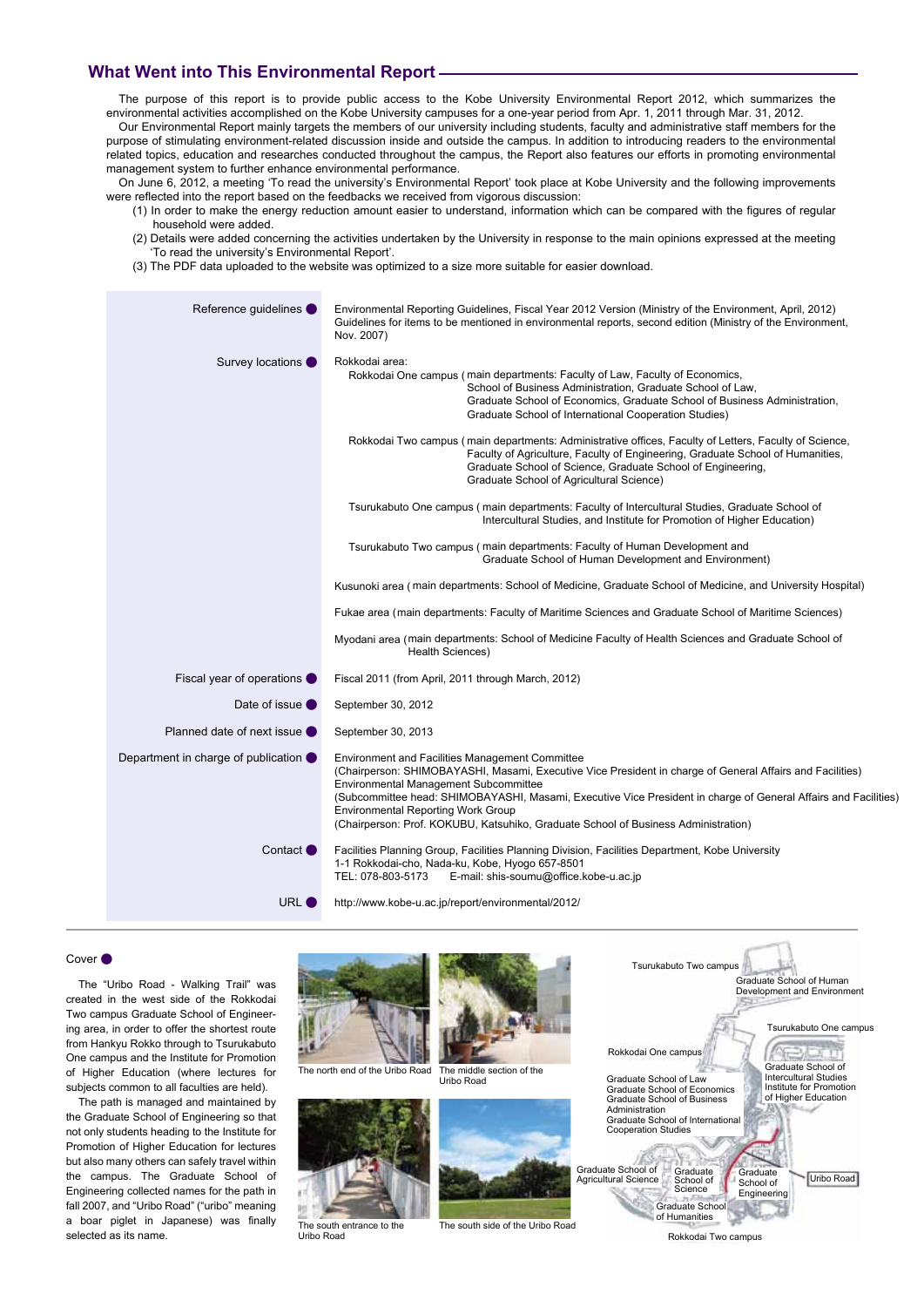## What Went into This Environmental Report

The purpose of this report is to provide public access to the Kobe University Environmental Report 2012, which summarizes the environmental activities accomplished on the Kobe University campuses for a one-year period from Apr. 1, 2011 through Mar. 31, 2012.

Our Environmental Report mainly targets the members of our university including students, faculty and administrative staff members for the purpose of stimulating environment-related discussion inside and outside the campus. In addition to introducing readers to the environmental related topics, education and researches conducted throughout the campus, the Report also features our efforts in promoting environmental management system to further enhance environmental performance.

On June 6, 2012, a meeting 'To read the university's Environmental Report' took place at Kobe University and the following improvements were reflected into the report based on the feedbacks we received from vigorous discussion:

(1) In order to make the energy reduction amount easier to understand, information which can be compared with the figures of regular household were added.
(2) Details were added concerning the activities undertaken by the University in response to the main opinions expressed at the meeting 'To read the university's Environmental Report'.
(3) The PDF data uploaded to the website was optimized to a size more suitable for easier download.

| | |
|---|---|
| Reference guidelines | Environmental Reporting Guidelines, Fiscal Year 2012 Version (Ministry of the Environment, April, 2012)<br>Guidelines for items to be mentioned in environmental reports, second edition (Ministry of the Environment, Nov. 2007) |
| Survey locations | Rokkodai area:<br>Rokkodai One campus (main departments: Faculty of Law, Faculty of Economics, School of Business Administration, Graduate School of Law, Graduate School of Economics, Graduate School of Business Administration, Graduate School of International Cooperation Studies)<br>Rokkodai Two campus (main departments: Administrative offices, Faculty of Letters, Faculty of Science, Faculty of Agriculture, Faculty of Engineering, Graduate School of Humanities, Graduate School of Science, Graduate School of Engineering, Graduate School of Agricultural Science)<br>Tsurukabuto One campus (main departments: Faculty of Intercultural Studies, Graduate School of Intercultural Studies, and Institute for Promotion of Higher Education)<br>Tsurukabuto Two campus (main departments: Faculty of Human Development and Graduate School of Human Development and Environment)<br>Kusunoki area (main departments: School of Medicine, Graduate School of Medicine, and University Hospital)<br>Fukae area (main departments: Faculty of Maritime Sciences and Graduate School of Maritime Sciences)<br>Myodani area (main departments: School of Medicine Faculty of Health Sciences and Graduate School of Health Sciences) |
| Fiscal year of operations | Fiscal 2011 (from April, 2011 through March, 2012) |
| Date of issue | September 30, 2012 |
| Planned date of next issue | September 30, 2013 |
| Department in charge of publication | Environment and Facilities Management Committee<br>(Chairperson: SHIMOBAYASHI, Masami, Executive Vice President in charge of General Affairs and Facilities)<br>Environmental Management Subcommittee<br>(Subcommittee head: SHIMOBAYASHI, Masami, Executive Vice President in charge of General Affairs and Facilities)<br>Environmental Reporting Work Group<br>(Chairperson: Prof. KOKUBU, Katsuhiko, Graduate School of Business Administration) |
| Contact | Facilities Planning Group, Facilities Planning Division, Facilities Department, Kobe University<br>1-1 Rokkodai-cho, Nada-ku, Kobe, Hyogo 657-8501<br>TEL: 078-803-5173 E-mail: shis-soumu@office.kobe-u.ac.jp |
| URL | http://www.kobe-u.ac.jp/report/environmental/2012/ |

### Cover

The "Uribo Road - Walking Trail" was created in the west side of the Rokkodai Two campus Graduate School of Engineering area, in order to offer the shortest route from Hankyu Rokko through to Tsurukabuto One campus and the Institute for Promotion of Higher Education (where lectures for subjects common to all faculties are held).

The path is managed and maintained by the Graduate School of Engineering so that not only students heading to the Institute for Promotion of Higher Education for lectures but also many others can safely travel within the campus. The Graduate School of Engineering collected names for the path in fall 2007, and "Uribo Road" ("uribo" meaning a boar piglet in Japanese) was finally selected as its name.

The north end of the Uribo Road

The middle section of the Uribo Road

The south entrance to the Uribo Road

The south side of the Uribo Road

Tsurukabuto Two campus
Graduate School of Human Development and Environment
Tsurukabuto One campus
Rokkodai One campus
Graduate School of Intercultural Studies
Institute for Promotion of Higher Education
Graduate School of Law
Graduate School of Economics
Graduate School of Business Administration
Graduate School of International Cooperation Studies
Graduate School of Agricultural Science
Graduate School of Science
Graduate School of Engineering
Uribo Road
Graduate School of Humanities
Rokkodai Two campus